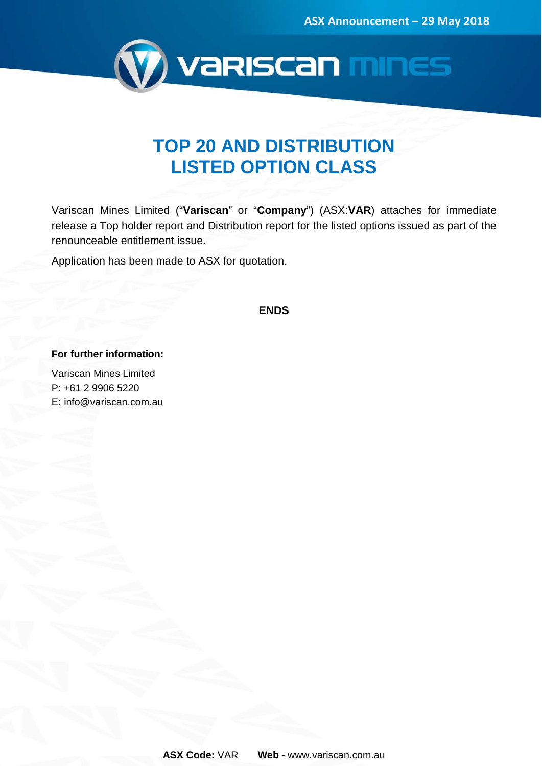ASX Announcement – 29 May 2018

# TOP 20 AND DISTRIBUTION LISTED OPTION CLASS

Variscan Mines Limited ("**Variscan**" or "**Company**") (ASX:**VAR**) attaches for immediate release a Top holder report and Distribution report for the listed options issued as part of the renounceable entitlement issue.

Application has been made to ASX for quotation.

**ENDS**

**For further information:**

Variscan Mines Limited
P: +61 2 9906 5220
E: info@variscan.com.au

**ASX Code:** VAR **Web -** www.variscan.com.au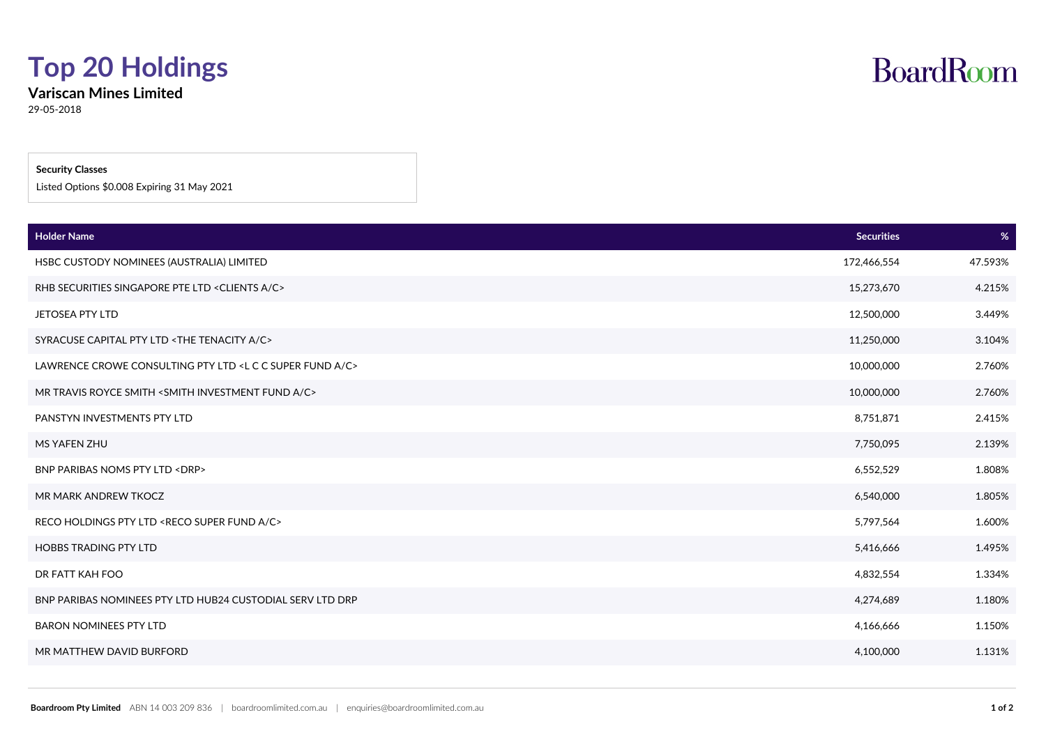# Top 20 Holdings

**Variscan Mines Limited**

29-05-2018

**Security Classes**

Listed Options $0.008 Expiring 31 May 2021

| Holder Name | Securities | % |
|---|---|---|
| HSBC CUSTODY NOMINEES (AUSTRALIA) LIMITED | 172,466,554 | 47.593% |
| RHB SECURITIES SINGAPORE PTE LTD <CLIENTS A/C> | 15,273,670 | 4.215% |
| JETOSEA PTY LTD | 12,500,000 | 3.449% |
| SYRACUSE CAPITAL PTY LTD <THE TENACITY A/C> | 11,250,000 | 3.104% |
| LAWRENCE CROWE CONSULTING PTY LTD <L C C SUPER FUND A/C> | 10,000,000 | 2.760% |
| MR TRAVIS ROYCE SMITH <SMITH INVESTMENT FUND A/C> | 10,000,000 | 2.760% |
| PANSTYN INVESTMENTS PTY LTD | 8,751,871 | 2.415% |
| MS YAFEN ZHU | 7,750,095 | 2.139% |
| BNP PARIBAS NOMS PTY LTD <DRP> | 6,552,529 | 1.808% |
| MR MARK ANDREW TKOCZ | 6,540,000 | 1.805% |
| RECO HOLDINGS PTY LTD <RECO SUPER FUND A/C> | 5,797,564 | 1.600% |
| HOBBS TRADING PTY LTD | 5,416,666 | 1.495% |
| DR FATT KAH FOO | 4,832,554 | 1.334% |
| BNP PARIBAS NOMINEES PTY LTD HUB24 CUSTODIAL SERV LTD DRP | 4,274,689 | 1.180% |
| BARON NOMINEES PTY LTD | 4,166,666 | 1.150% |
| MR MATTHEW DAVID BURFORD | 4,100,000 | 1.131% |

**Boardroom Pty Limited** ABN 14 003 209 836 | boardroomlimited.com.au | enquiries@boardroomlimited.com.au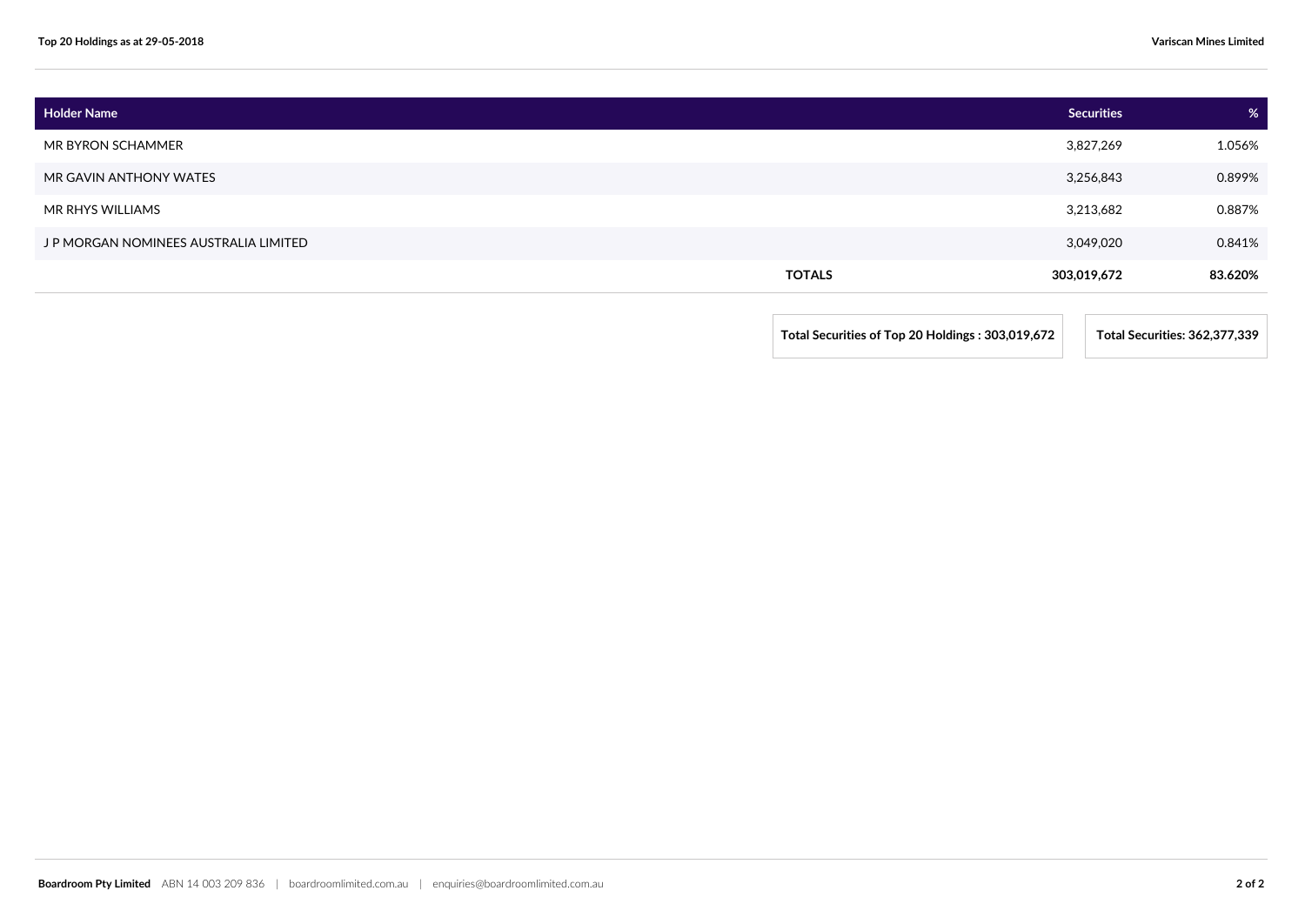| Holder Name | | Securities | % |
|---|---|---|---|
| MR BYRON SCHAMMER | | 3,827,269 | 1.056% |
| MR GAVIN ANTHONY WATES | | 3,256,843 | 0.899% |
| MR RHYS WILLIAMS | | 3,213,682 | 0.887% |
| J P MORGAN NOMINEES AUSTRALIA LIMITED | | 3,049,020 | 0.841% |
| | **TOTALS** | **303,019,672** | **83.620%** |

**Total Securities of Top 20 Holdings : 303,019,672**

**Total Securities: 362,377,339**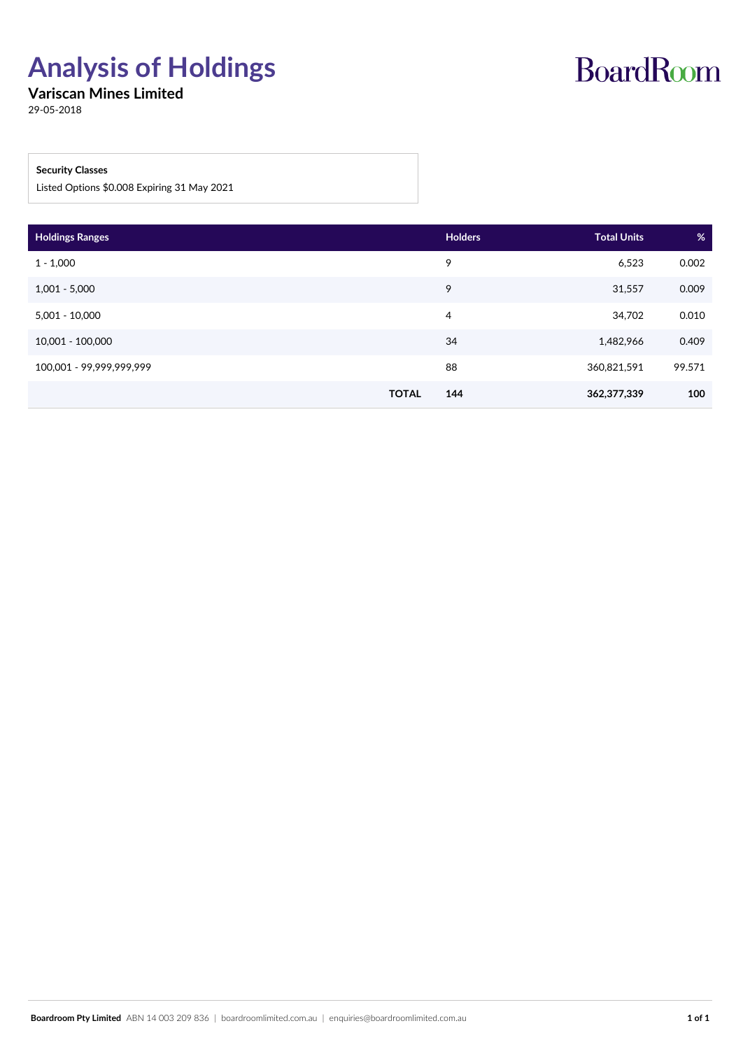# Analysis of Holdings

**Variscan Mines Limited**

29-05-2018

**Security Classes**

Listed Options $0.008 Expiring 31 May 2021

| Holdings Ranges | Holders | Total Units | % |
|---|---|---|---|
| 1 - 1,000 | 9 | 6,523 | 0.002 |
| 1,001 - 5,000 | 9 | 31,557 | 0.009 |
| 5,001 - 10,000 | 4 | 34,702 | 0.010 |
| 10,001 - 100,000 | 34 | 1,482,966 | 0.409 |
| 100,001 - 99,999,999,999 | 88 | 360,821,591 | 99.571 |
| **TOTAL** | **144** | **362,377,339** | **100** |

**Boardroom Pty Limited** ABN 14 003 209 836 | boardroomlimited.com.au | enquiries@boardroomlimited.com.au